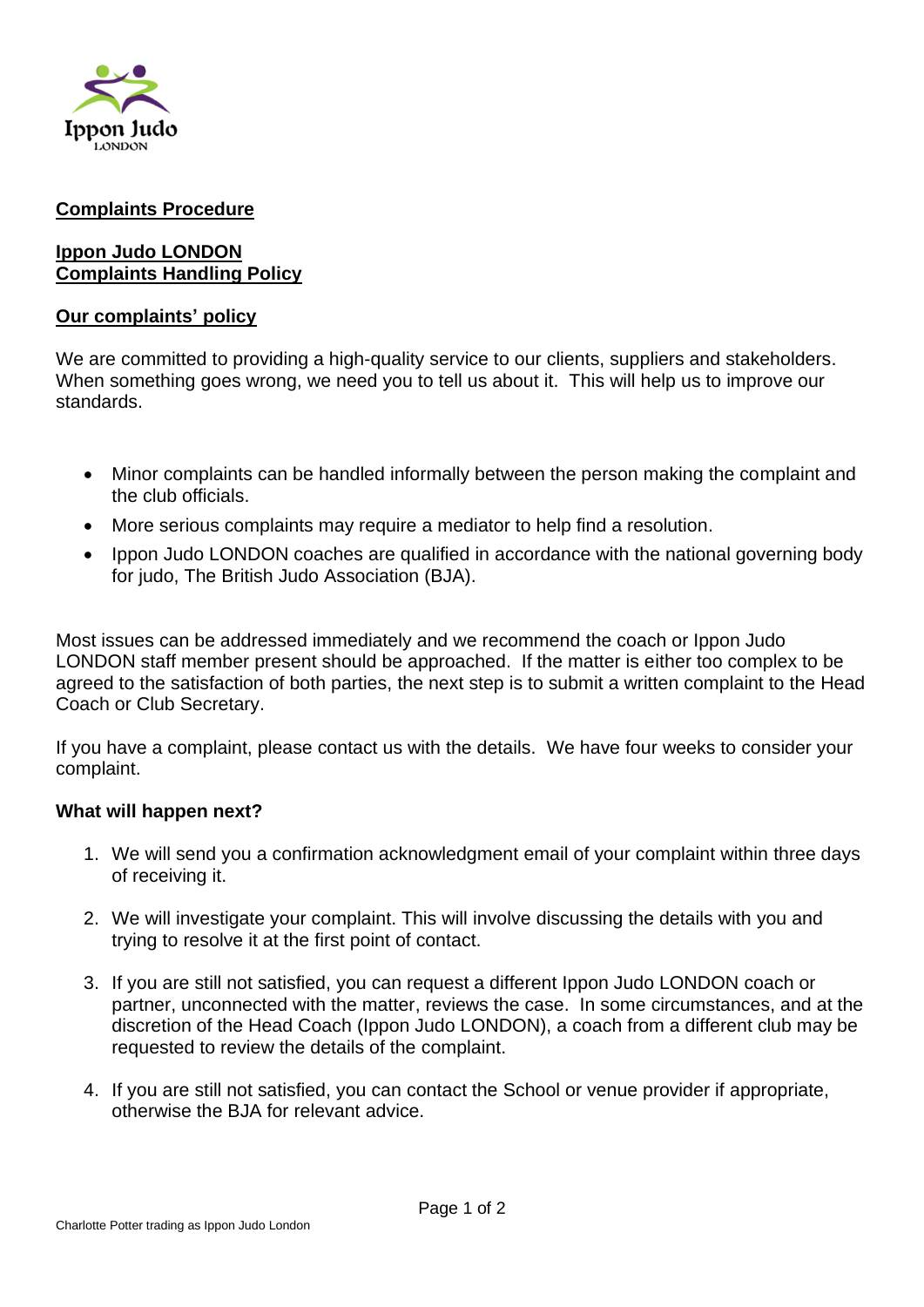## Complaints Procedure

**Ippon Judo LONDON**
**Complaints Handling Policy**

### Our complaints' policy

We are committed to providing a high-quality service to our clients, suppliers and stakeholders. When something goes wrong, we need you to tell us about it. This will help us to improve our standards.

- Minor complaints can be handled informally between the person making the complaint and the club officials.
- More serious complaints may require a mediator to help find a resolution.
- Ippon Judo LONDON coaches are qualified in accordance with the national governing body for judo, The British Judo Association (BJA).

Most issues can be addressed immediately and we recommend the coach or Ippon Judo LONDON staff member present should be approached. If the matter is either too complex to be agreed to the satisfaction of both parties, the next step is to submit a written complaint to the Head Coach or Club Secretary.

If you have a complaint, please contact us with the details. We have four weeks to consider your complaint.

**What will happen next?**

1. We will send you a confirmation acknowledgment email of your complaint within three days of receiving it.

2. We will investigate your complaint. This will involve discussing the details with you and trying to resolve it at the first point of contact.

3. If you are still not satisfied, you can request a different Ippon Judo LONDON coach or partner, unconnected with the matter, reviews the case. In some circumstances, and at the discretion of the Head Coach (Ippon Judo LONDON), a coach from a different club may be requested to review the details of the complaint.

4. If you are still not satisfied, you can contact the School or venue provider if appropriate, otherwise the BJA for relevant advice.

Charlotte Potter trading as Ippon Judo London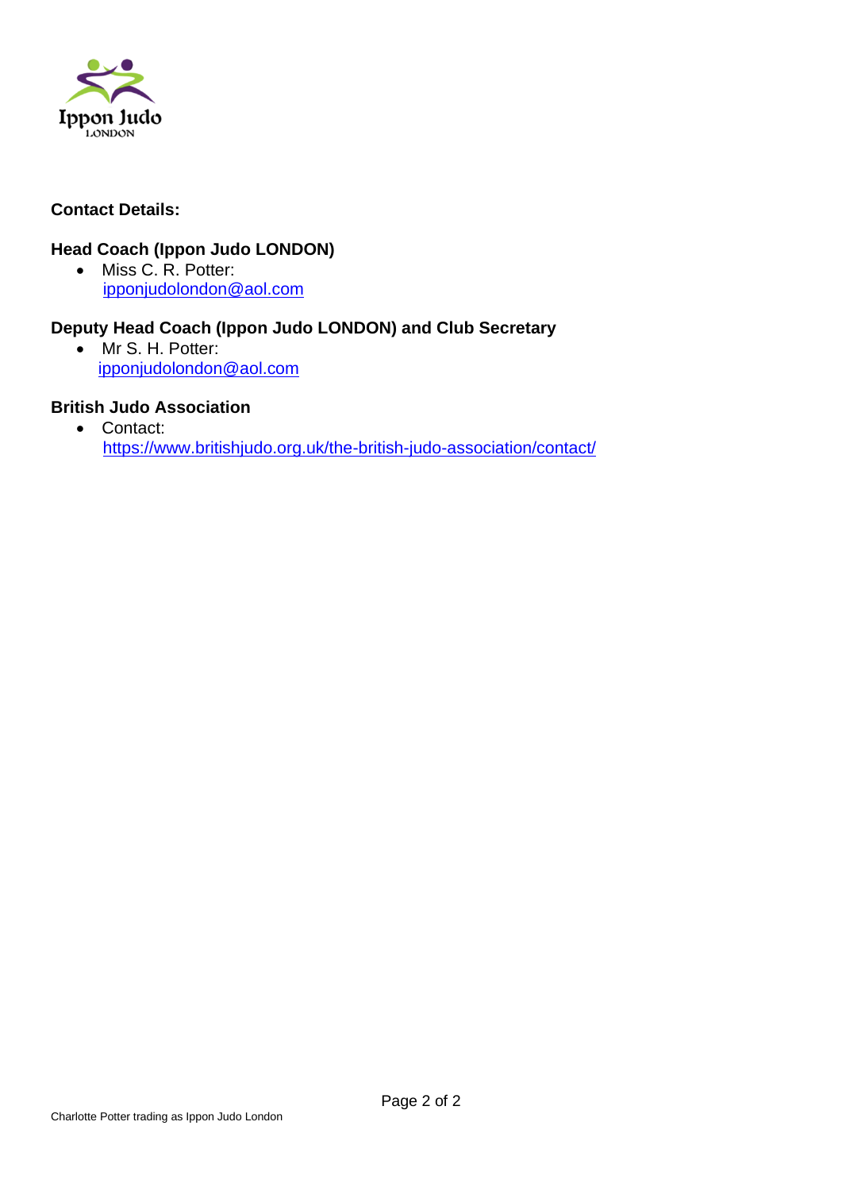**Contact Details:**

**Head Coach (Ippon Judo LONDON)**

- Miss C. R. Potter:
  ipponjudolondon@aol.com

**Deputy Head Coach (Ippon Judo LONDON) and Club Secretary**

- Mr S. H. Potter:
  ipponjudolondon@aol.com

**British Judo Association**

- Contact:
  https://www.britishjudo.org.uk/the-british-judo-association/contact/

Charlotte Potter trading as Ippon Judo London